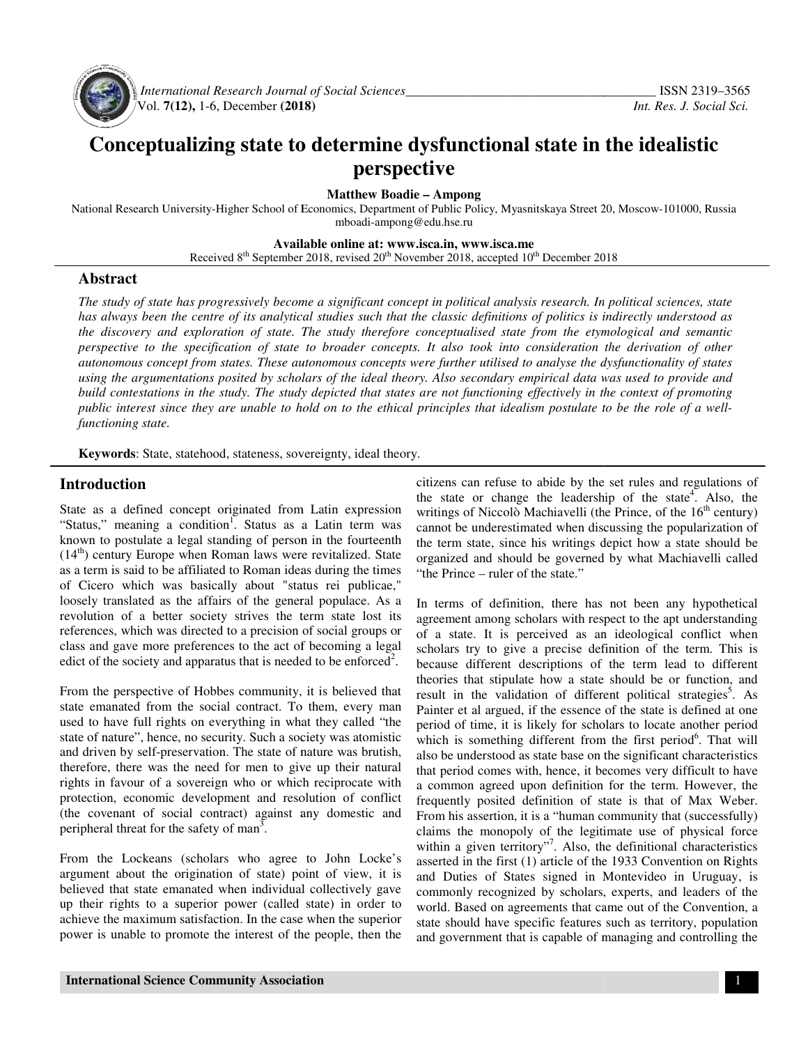# Conceptualizing state to determine dysfunctional state in the idealistic perspective

**Matthew Boadie – Ampong**

National Research University-Higher School of Economics, Department of Public Policy, Myasnitskaya Street 20, Moscow-101000, Russia
mboadi-ampong@edu.hse.ru

**Available online at: www.isca.in, www.isca.me**
Received 8th September 2018, revised 20th November 2018, accepted 10th December 2018

## Abstract

*The study of state has progressively become a significant concept in political analysis research. In political sciences, state has always been the centre of its analytical studies such that the classic definitions of politics is indirectly understood as the discovery and exploration of state. The study therefore conceptualised state from the etymological and semantic perspective to the specification of state to broader concepts. It also took into consideration the derivation of other autonomous concept from states. These autonomous concepts were further utilised to analyse the dysfunctionality of states using the argumentations posited by scholars of the ideal theory. Also secondary empirical data was used to provide and build contestations in the study. The study depicted that states are not functioning effectively in the context of promoting public interest since they are unable to hold on to the ethical principles that idealism postulate to be the role of a well-functioning state.*

**Keywords**: State, statehood, stateness, sovereignty, ideal theory.

## Introduction

State as a defined concept originated from Latin expression "Status," meaning a condition[1]. Status as a Latin term was known to postulate a legal standing of person in the fourteenth (14th) century Europe when Roman laws were revitalized. State as a term is said to be affiliated to Roman ideas during the times of Cicero which was basically about "status rei publicae," loosely translated as the affairs of the general populace. As a revolution of a better society strives the term state lost its references, which was directed to a precision of social groups or class and gave more preferences to the act of becoming a legal edict of the society and apparatus that is needed to be enforced[2].

From the perspective of Hobbes community, it is believed that state emanated from the social contract. To them, every man used to have full rights on everything in what they called "the state of nature", hence, no security. Such a society was atomistic and driven by self-preservation. The state of nature was brutish, therefore, there was the need for men to give up their natural rights in favour of a sovereign who or which reciprocate with protection, economic development and resolution of conflict (the covenant of social contract) against any domestic and peripheral threat for the safety of man[3].

From the Lockeans (scholars who agree to John Locke's argument about the origination of state) point of view, it is believed that state emanated when individual collectively gave up their rights to a superior power (called state) in order to achieve the maximum satisfaction. In the case when the superior power is unable to promote the interest of the people, then the citizens can refuse to abide by the set rules and regulations of the state or change the leadership of the state[4]. Also, the writings of Niccolò Machiavelli (the Prince, of the 16th century) cannot be underestimated when discussing the popularization of the term state, since his writings depict how a state should be organized and should be governed by what Machiavelli called "the Prince – ruler of the state."

In terms of definition, there has not been any hypothetical agreement among scholars with respect to the apt understanding of a state. It is perceived as an ideological conflict when scholars try to give a precise definition of the term. This is because different descriptions of the term lead to different theories that stipulate how a state should be or function, and result in the validation of different political strategies[5]. As Painter et al argued, if the essence of the state is defined at one period of time, it is likely for scholars to locate another period which is something different from the first period[6]. That will also be understood as state base on the significant characteristics that period comes with, hence, it becomes very difficult to have a common agreed upon definition for the term. However, the frequently posited definition of state is that of Max Weber. From his assertion, it is a "human community that (successfully) claims the monopoly of the legitimate use of physical force within a given territory"[7]. Also, the definitional characteristics asserted in the first (1) article of the 1933 Convention on Rights and Duties of States signed in Montevideo in Uruguay, is commonly recognized by scholars, experts, and leaders of the world. Based on agreements that came out of the Convention, a state should have specific features such as territory, population and government that is capable of managing and controlling the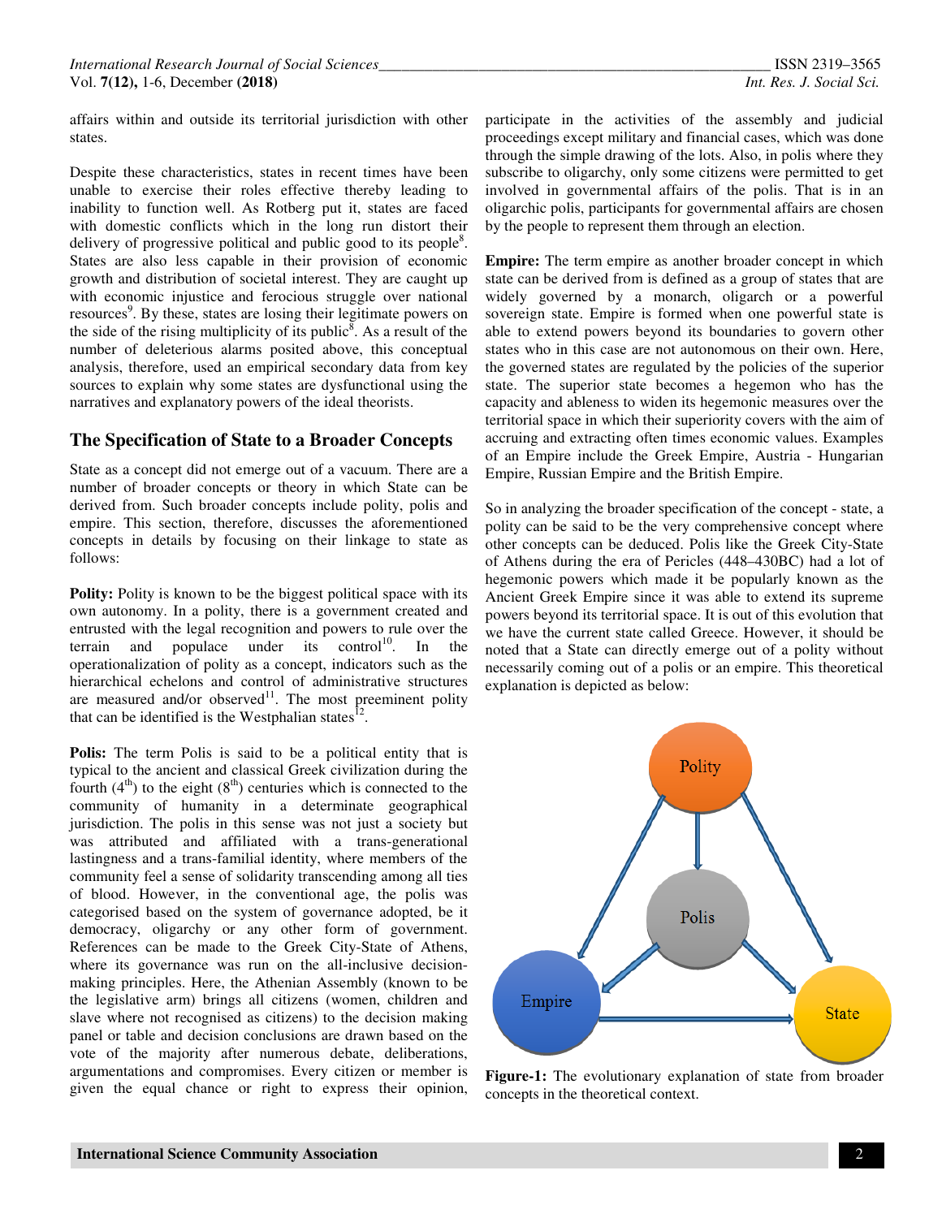affairs within and outside its territorial jurisdiction with other states.

Despite these characteristics, states in recent times have been unable to exercise their roles effective thereby leading to inability to function well. As Rotberg put it, states are faced with domestic conflicts which in the long run distort their delivery of progressive political and public good to its people[8]. States are also less capable in their provision of economic growth and distribution of societal interest. They are caught up with economic injustice and ferocious struggle over national resources[9]. By these, states are losing their legitimate powers on the side of the rising multiplicity of its public[8]. As a result of the number of deleterious alarms posited above, this conceptual analysis, therefore, used an empirical secondary data from key sources to explain why some states are dysfunctional using the narratives and explanatory powers of the ideal theorists.

## The Specification of State to a Broader Concepts

State as a concept did not emerge out of a vacuum. There are a number of broader concepts or theory in which State can be derived from. Such broader concepts include polity, polis and empire. This section, therefore, discusses the aforementioned concepts in details by focusing on their linkage to state as follows:

**Polity:** Polity is known to be the biggest political space with its own autonomy. In a polity, there is a government created and entrusted with the legal recognition and powers to rule over the terrain and populace under its control[10]. In the operationalization of polity as a concept, indicators such as the hierarchical echelons and control of administrative structures are measured and/or observed[11]. The most preeminent polity that can be identified is the Westphalian states[12].

**Polis:** The term Polis is said to be a political entity that is typical to the ancient and classical Greek civilization during the fourth (4th) to the eight (8th) centuries which is connected to the community of humanity in a determinate geographical jurisdiction. The polis in this sense was not just a society but was attributed and affiliated with a trans-generational lastingness and a trans-familial identity, where members of the community feel a sense of solidarity transcending among all ties of blood. However, in the conventional age, the polis was categorised based on the system of governance adopted, be it democracy, oligarchy or any other form of government. References can be made to the Greek City-State of Athens, where its governance was run on the all-inclusive decision-making principles. Here, the Athenian Assembly (known to be the legislative arm) brings all citizens (women, children and slave where not recognised as citizens) to the decision making panel or table and decision conclusions are drawn based on the vote of the majority after numerous debate, deliberations, argumentations and compromises. Every citizen or member is given the equal chance or right to express their opinion, participate in the activities of the assembly and judicial proceedings except military and financial cases, which was done through the simple drawing of the lots. Also, in polis where they subscribe to oligarchy, only some citizens were permitted to get involved in governmental affairs of the polis. That is in an oligarchic polis, participants for governmental affairs are chosen by the people to represent them through an election.

**Empire:** The term empire as another broader concept in which state can be derived from is defined as a group of states that are widely governed by a monarch, oligarch or a powerful sovereign state. Empire is formed when one powerful state is able to extend powers beyond its boundaries to govern other states who in this case are not autonomous on their own. Here, the governed states are regulated by the policies of the superior state. The superior state becomes a hegemon who has the capacity and ableness to widen its hegemonic measures over the territorial space in which their superiority covers with the aim of accruing and extracting often times economic values. Examples of an Empire include the Greek Empire, Austria - Hungarian Empire, Russian Empire and the British Empire.

So in analyzing the broader specification of the concept - state, a polity can be said to be the very comprehensive concept where other concepts can be deduced. Polis like the Greek City-State of Athens during the era of Pericles (448–430BC) had a lot of hegemonic powers which made it be popularly known as the Ancient Greek Empire since it was able to extend its supreme powers beyond its territorial space. It is out of this evolution that we have the current state called Greece. However, it should be noted that a State can directly emerge out of a polity without necessarily coming out of a polis or an empire. This theoretical explanation is depicted as below:

**Figure-1:** The evolutionary explanation of state from broader concepts in the theoretical context.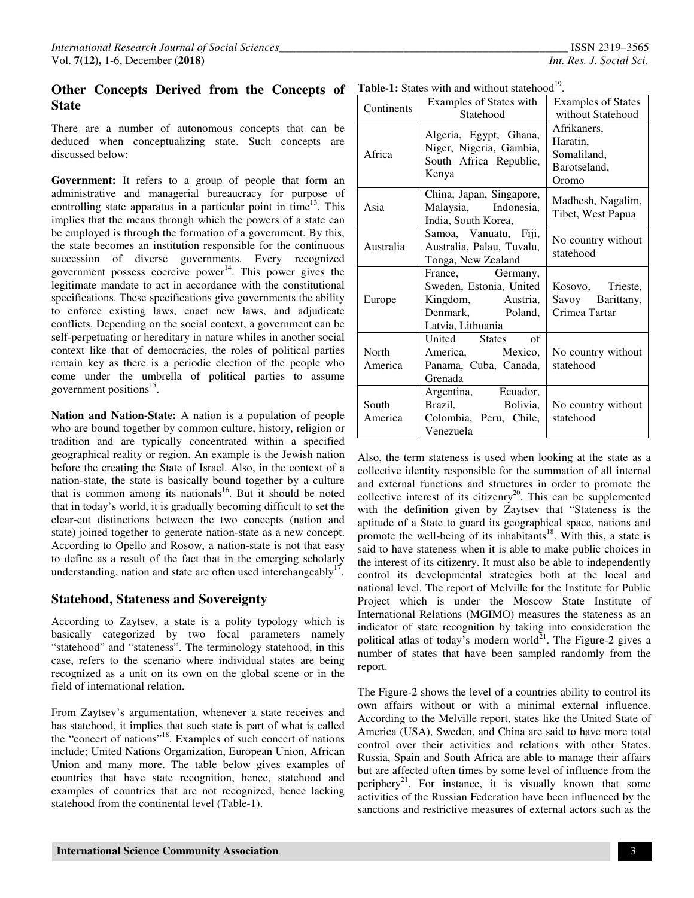## Other Concepts Derived from the Concepts of State

There are a number of autonomous concepts that can be deduced when conceptualizing state. Such concepts are discussed below:

**Government:** It refers to a group of people that form an administrative and managerial bureaucracy for purpose of controlling state apparatus in a particular point in time[13]. This implies that the means through which the powers of a state can be employed is through the formation of a government. By this, the state becomes an institution responsible for the continuous succession of diverse governments. Every recognized government possess coercive power[14]. This power gives the legitimate mandate to act in accordance with the constitutional specifications. These specifications give governments the ability to enforce existing laws, enact new laws, and adjudicate conflicts. Depending on the social context, a government can be self-perpetuating or hereditary in nature whiles in another social context like that of democracies, the roles of political parties remain key as there is a periodic election of the people who come under the umbrella of political parties to assume government positions[15].

**Nation and Nation-State:** A nation is a population of people who are bound together by common culture, history, religion or tradition and are typically concentrated within a specified geographical reality or region. An example is the Jewish nation before the creating the State of Israel. Also, in the context of a nation-state, the state is basically bound together by a culture that is common among its nationals[16]. But it should be noted that in today's world, it is gradually becoming difficult to set the clear-cut distinctions between the two concepts (nation and state) joined together to generate nation-state as a new concept. According to Opello and Rosow, a nation-state is not that easy to define as a result of the fact that in the emerging scholarly understanding, nation and state are often used interchangeably[17].

## Statehood, Stateness and Sovereignty

According to Zaytsev, a state is a polity typology which is basically categorized by two focal parameters namely "statehood" and "stateness". The terminology statehood, in this case, refers to the scenario where individual states are being recognized as a unit on its own on the global scene or in the field of international relation.

From Zaytsev's argumentation, whenever a state receives and has statehood, it implies that such state is part of what is called the "concert of nations"[18]. Examples of such concert of nations include; United Nations Organization, European Union, African Union and many more. The table below gives examples of countries that have state recognition, hence, statehood and examples of countries that are not recognized, hence lacking statehood from the continental level (Table-1).

**Table-1:** States with and without statehood[19].

| Continents | Examples of States with Statehood | Examples of States without Statehood |
|---|---|---|
| Africa | Algeria, Egypt, Ghana, Niger, Nigeria, Gambia, South Africa Republic, Kenya | Afrikaners, Haratin, Somaliland, Barotseland, Oromo |
| Asia | China, Japan, Singapore, Malaysia, Indonesia, India, South Korea, | Madhesh, Nagalim, Tibet, West Papua |
| Australia | Samoa, Vanuatu, Fiji, Australia, Palau, Tuvalu, Tonga, New Zealand | No country without statehood |
| Europe | France, Germany, Sweden, Estonia, United Kingdom, Austria, Denmark, Poland, Latvia, Lithuania | Kosovo, Trieste, Savoy Barittany, Crimea Tartar |
| North America | United States of America, Mexico, Panama, Cuba, Canada, Grenada | No country without statehood |
| South America | Argentina, Ecuador, Brazil, Bolivia, Colombia, Peru, Chile, Venezuela | No country without statehood |

Also, the term stateness is used when looking at the state as a collective identity responsible for the summation of all internal and external functions and structures in order to promote the collective interest of its citizenry[20]. This can be supplemented with the definition given by Zaytsev that "Stateness is the aptitude of a State to guard its geographical space, nations and promote the well-being of its inhabitants[18]. With this, a state is said to have stateness when it is able to make public choices in the interest of its citizenry. It must also be able to independently control its developmental strategies both at the local and national level. The report of Melville for the Institute for Public Project which is under the Moscow State Institute of International Relations (MGIMO) measures the stateness as an indicator of state recognition by taking into consideration the political atlas of today's modern world[21]. The Figure-2 gives a number of states that have been sampled randomly from the report.

The Figure-2 shows the level of a countries ability to control its own affairs without or with a minimal external influence. According to the Melville report, states like the United State of America (USA), Sweden, and China are said to have more total control over their activities and relations with other States. Russia, Spain and South Africa are able to manage their affairs but are affected often times by some level of influence from the periphery[21]. For instance, it is visually known that some activities of the Russian Federation have been influenced by the sanctions and restrictive measures of external actors such as the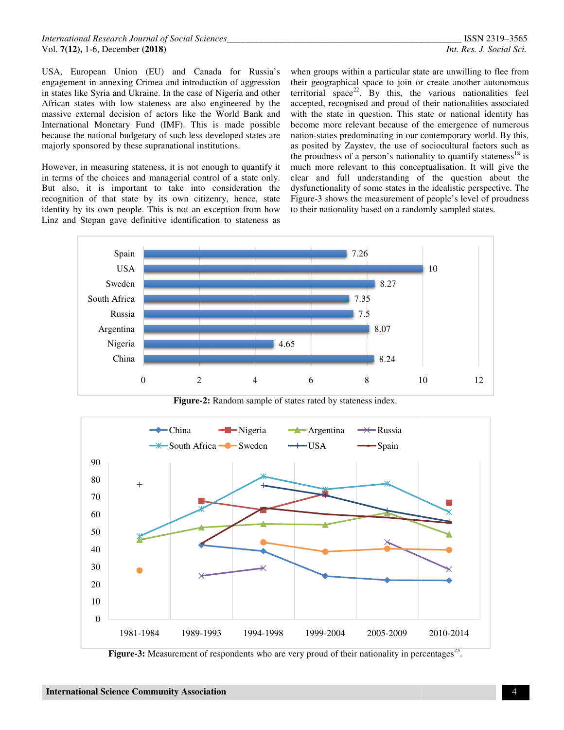USA, European Union (EU) and Canada for Russia's engagement in annexing Crimea and introduction of aggression in states like Syria and Ukraine. In the case of Nigeria and other African states with low stateness are also engineered by the massive external decision of actors like the World Bank and International Monetary Fund (IMF). This is made possible because the national budgetary of such less developed states are majorly sponsored by these supranational institutions.

However, in measuring stateness, it is not enough to quantify it in terms of the choices and managerial control of a state only. But also, it is important to take into consideration the recognition of that state by its own citizenry, hence, state identity by its own people. This is not an exception from how Linz and Stepan gave definitive identification to stateness as when groups within a particular state are unwilling to flee from their geographical space to join or create another autonomous territorial space[22]. By this, the various nationalities feel accepted, recognised and proud of their nationalities associated with the state in question. This state or national identity has become more relevant because of the emergence of numerous nation-states predominating in our contemporary world. By this, as posited by Zaystev, the use of sociocultural factors such as the proudness of a person's nationality to quantify stateness[18] is much more relevant to this conceptualisation. It will give the clear and full understanding of the question about the dysfunctionality of some states in the idealistic perspective. The Figure-3 shows the measurement of people's level of proudness to their nationality based on a randomly sampled states.

| State | Stateness index |
|---|---|
| Spain | 7.26 |
| USA | 10 |
| Sweden | 8.27 |
| South Africa | 7.35 |
| Russia | 7.5 |
| Argentina | 8.07 |
| Nigeria | 4.65 |
| China | 8.24 |

**Figure-2:** Random sample of states rated by stateness index.

**Figure-3:** Measurement of respondents who are very proud of their nationality in percentages[23].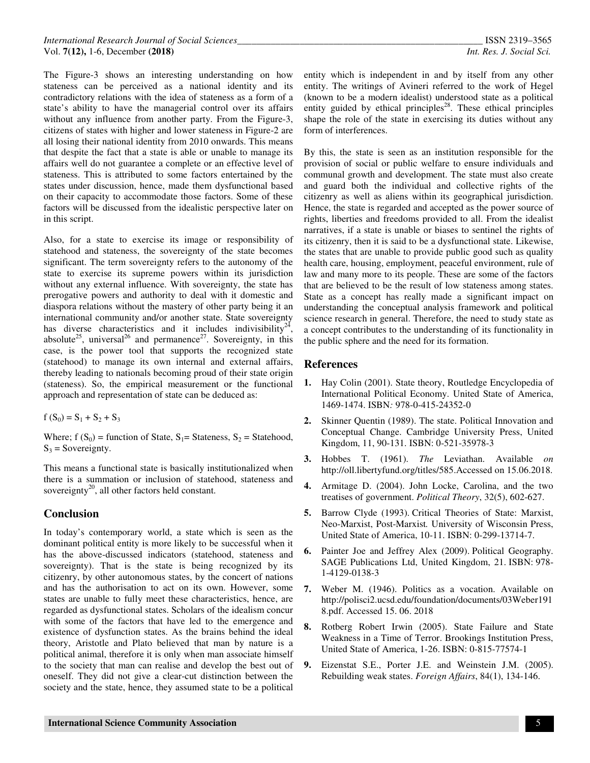The Figure-3 shows an interesting understanding on how stateness can be perceived as a national identity and its contradictory relations with the idea of stateness as a form of a state's ability to have the managerial control over its affairs without any influence from another party. From the Figure-3, citizens of states with higher and lower stateness in Figure-2 are all losing their national identity from 2010 onwards. This means that despite the fact that a state is able or unable to manage its affairs well do not guarantee a complete or an effective level of stateness. This is attributed to some factors entertained by the states under discussion, hence, made them dysfunctional based on their capacity to accommodate those factors. Some of these factors will be discussed from the idealistic perspective later on in this script.

Also, for a state to exercise its image or responsibility of statehood and stateness, the sovereignty of the state becomes significant. The term sovereignty refers to the autonomy of the state to exercise its supreme powers within its jurisdiction without any external influence. With sovereignty, the state has prerogative powers and authority to deal with it domestic and diaspora relations without the mastery of other party being it an international community and/or another state. State sovereignty has diverse characteristics and it includes indivisibility[24], absolute[25], universal[26] and permanence[27]. Sovereignty, in this case, is the power tool that supports the recognized state (statehood) to manage its own internal and external affairs, thereby leading to nationals becoming proud of their state origin (stateness). So, the empirical measurement or the functional approach and representation of state can be deduced as:

$$f(S_0) = S_1 + S_2 + S_3$$

Where; $f(S_0)$ = function of State, $S_1$= Stateness, $S_2$ = Statehood, $S_3$ = Sovereignty.

This means a functional state is basically institutionalized when there is a summation or inclusion of statehood, stateness and sovereignty[20], all other factors held constant.

## Conclusion

In today's contemporary world, a state which is seen as the dominant political entity is more likely to be successful when it has the above-discussed indicators (statehood, stateness and sovereignty). That is the state is being recognized by its citizenry, by other autonomous states, by the concert of nations and has the authorisation to act on its own. However, some states are unable to fully meet these characteristics, hence, are regarded as dysfunctional states. Scholars of the idealism concur with some of the factors that have led to the emergence and existence of dysfunction states. As the brains behind the ideal theory, Aristotle and Plato believed that man by nature is a political animal, therefore it is only when man associate himself to the society that man can realise and develop the best out of oneself. They did not give a clear-cut distinction between the society and the state, hence, they assumed state to be a political entity which is independent in and by itself from any other entity. The writings of Avineri referred to the work of Hegel (known to be a modern idealist) understood state as a political entity guided by ethical principles[28]. These ethical principles shape the role of the state in exercising its duties without any form of interferences.

By this, the state is seen as an institution responsible for the provision of social or public welfare to ensure individuals and communal growth and development. The state must also create and guard both the individual and collective rights of the citizenry as well as aliens within its geographical jurisdiction. Hence, the state is regarded and accepted as the power source of rights, liberties and freedoms provided to all. From the idealist narratives, if a state is unable or biases to sentinel the rights of its citizenry, then it is said to be a dysfunctional state. Likewise, the states that are unable to provide public good such as quality health care, housing, employment, peaceful environment, rule of law and many more to its people. These are some of the factors that are believed to be the result of low stateness among states. State as a concept has really made a significant impact on understanding the conceptual analysis framework and political science research in general. Therefore, the need to study state as a concept contributes to the understanding of its functionality in the public sphere and the need for its formation.

## References

1. Hay Colin (2001). State theory, Routledge Encyclopedia of International Political Economy. United State of America, 1469-1474. ISBN*:* 978-0-415-24352-0
2. Skinner Quentin (1989). The state. Political Innovation and Conceptual Change. Cambridge University Press, United Kingdom, 11, 90-131. ISBN: 0-521-35978-3
3. Hobbes T. (1961). *The* Leviathan. Available *on* http://oll.libertyfund.org/titles/585.Accessed on 15.06.2018.
4. Armitage D. (2004). John Locke, Carolina, and the two treatises of government. *Political Theory*, 32(5), 602-627.
5. Barrow Clyde (1993). Critical Theories of State: Marxist, Neo-Marxist, Post-Marxist*.* University of Wisconsin Press, United State of America, 10-11. ISBN: 0-299-13714-7.
6. Painter Joe and Jeffrey Alex (2009). Political Geography. SAGE Publications Ltd, United Kingdom, 21. ISBN: 978-1-4129-0138-3
7. Weber M. (1946). Politics as a vocation. Available on http://polisci2.ucsd.edu/foundation/documents/03Weber1918.pdf. Accessed 15. 06. 2018
8. Rotberg Robert Irwin (2005). State Failure and State Weakness in a Time of Terror. Brookings Institution Press, United State of America, 1-26. ISBN: 0-815-77574-1
9. Eizenstat S.E., Porter J.E. and Weinstein J.M. (2005). Rebuilding weak states. *Foreign Affairs*, 84(1), 134-146.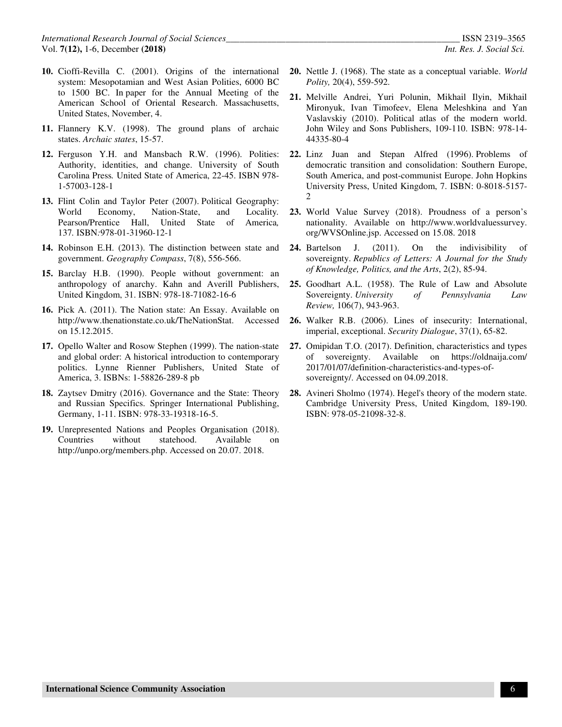10. Cioffi-Revilla C. (2001). Origins of the international system: Mesopotamian and West Asian Polities, 6000 BC to 1500 BC. In paper for the Annual Meeting of the American School of Oriental Research. Massachusetts, United States, November, 4.

11. Flannery K.V. (1998). The ground plans of archaic states. *Archaic states*, 15-57.

12. Ferguson Y.H. and Mansbach R.W. (1996). Polities: Authority, identities, and change. University of South Carolina Press. United State of America, 22-45. ISBN 978-1-57003-128-1

13. Flint Colin and Taylor Peter (2007). Political Geography: World Economy, Nation-State, and Locality. Pearson/Prentice Hall, United State of America, 137. ISBN:978-01-31960-12-1

14. Robinson E.H. (2013). The distinction between state and government. *Geography Compass*, 7(8), 556-566.

15. Barclay H.B. (1990). People without government: an anthropology of anarchy. Kahn and Averill Publishers, United Kingdom, 31. ISBN: 978-18-71082-16-6

16. Pick A. (2011). The Nation state: An Essay. Available on http://www.thenationstate.co.uk/TheNationStat. Accessed on 15.12.2015.

17. Opello Walter and Rosow Stephen (1999). The nation-state and global order: A historical introduction to contemporary politics. Lynne Rienner Publishers, United State of America, 3. ISBNs: 1-58826-289-8 pb

18. Zaytsev Dmitry (2016). Governance and the State: Theory and Russian Specifics. Springer International Publishing, Germany, 1-11. ISBN: 978-33-19318-16-5.

19. Unrepresented Nations and Peoples Organisation (2018). Countries without statehood. Available on http://unpo.org/members.php. Accessed on 20.07. 2018.

20. Nettle J. (1968). The state as a conceptual variable. *World Polity,* 20(4), 559-592.

21. Melville Andrei, Yuri Polunin, Mikhail Ilyin, Mikhail Mironyuk, Ivan Timofeev, Elena Meleshkina and Yan Vaslavskiy (2010). Political atlas of the modern world. John Wiley and Sons Publishers, 109-110. ISBN: 978-14-44335-80-4

22. Linz Juan and Stepan Alfred (1996). Problems of democratic transition and consolidation: Southern Europe, South America, and post-communist Europe. John Hopkins University Press, United Kingdom, 7. ISBN: 0-8018-5157-2

23. World Value Survey (2018). Proudness of a person's nationality. Available on http://www.worldvaluessurvey.org/WVSOnline.jsp. Accessed on 15.08. 2018

24. Bartelson J. (2011). On the indivisibility of sovereignty. *Republics of Letters: A Journal for the Study of Knowledge, Politics, and the Arts*, 2(2), 85-94.

25. Goodhart A.L. (1958). The Rule of Law and Absolute Sovereignty. *University of Pennsylvania Law Review,* 106(7), 943-963.

26. Walker R.B. (2006). Lines of insecurity: International, imperial, exceptional. *Security Dialogue*, 37(1), 65-82.

27. Omipidan T.O. (2017). Definition, characteristics and types of sovereignty. Available on https://oldnaija.com/2017/01/07/definition-characteristics-and-types-of-sovereignty/. Accessed on 04.09.2018.

28. Avineri Sholmo (1974). Hegel's theory of the modern state. Cambridge University Press, United Kingdom, 189-190. ISBN: 978-05-21098-32-8.